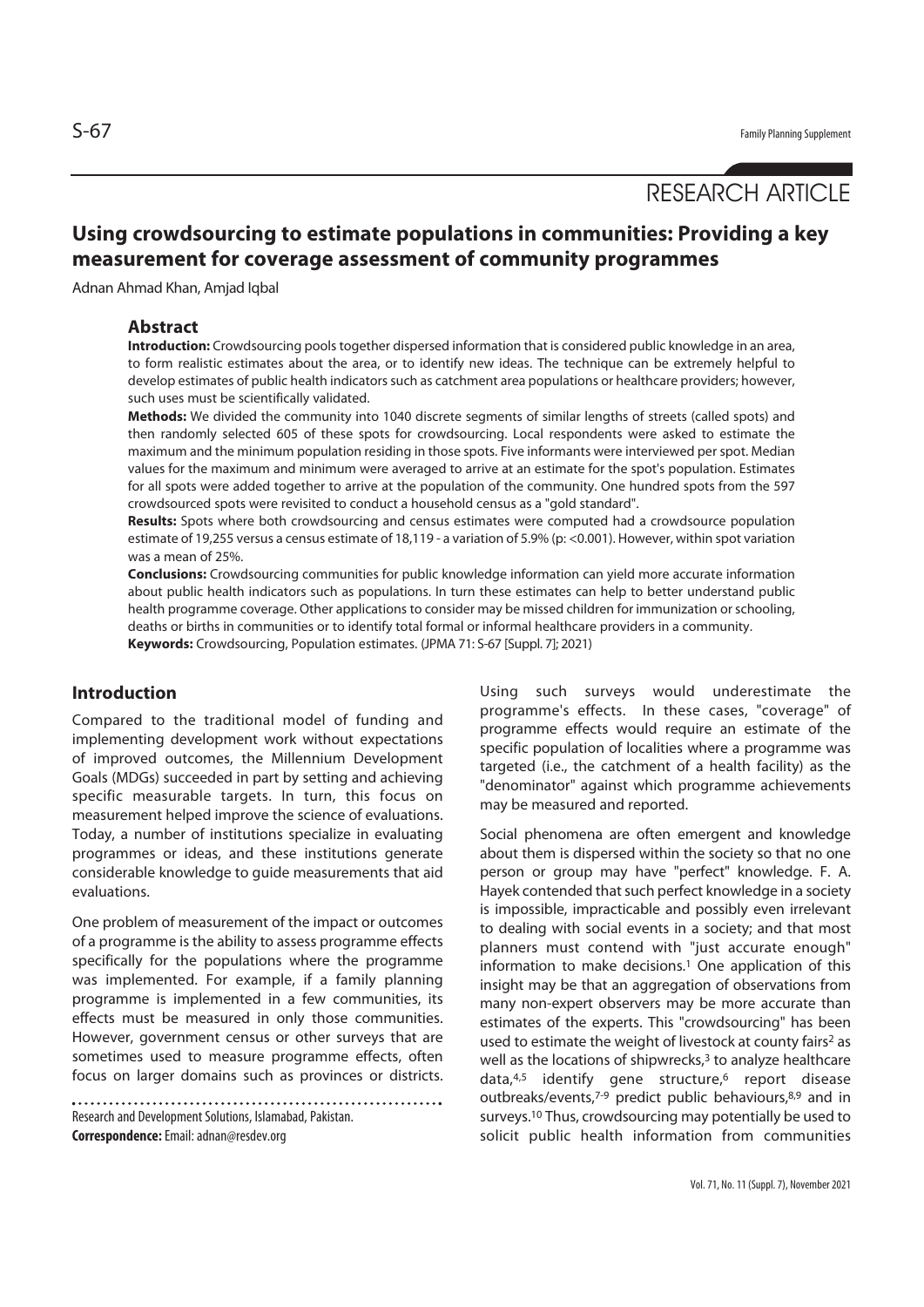RESEARCH ARTICLE

# Using crowdsourcing to estimate populations in communities: Providing a key measurement for coverage assessment of community programmes

Adnan Ahmad Khan, Amjad Iqbal

## Abstract

**Introduction:** Crowdsourcing pools together dispersed information that is considered public knowledge in an area, to form realistic estimates about the area, or to identify new ideas. The technique can be extremely helpful to develop estimates of public health indicators such as catchment area populations or healthcare providers; however, such uses must be scientifically validated.

**Methods:** We divided the community into 1040 discrete segments of similar lengths of streets (called spots) and then randomly selected 605 of these spots for crowdsourcing. Local respondents were asked to estimate the maximum and the minimum population residing in those spots. Five informants were interviewed per spot. Median values for the maximum and minimum were averaged to arrive at an estimate for the spot's population. Estimates for all spots were added together to arrive at the population of the community. One hundred spots from the 597 crowdsourced spots were revisited to conduct a household census as a "gold standard".

**Results:** Spots where both crowdsourcing and census estimates were computed had a crowdsource population estimate of 19,255 versus a census estimate of 18,119 - a variation of 5.9% (p: <0.001). However, within spot variation was a mean of 25%.

**Conclusions:** Crowdsourcing communities for public knowledge information can yield more accurate information about public health indicators such as populations. In turn these estimates can help to better understand public health programme coverage. Other applications to consider may be missed children for immunization or schooling, deaths or births in communities or to identify total formal or informal healthcare providers in a community.

**Keywords:** Crowdsourcing, Population estimates. (JPMA 71: S-67 [Suppl. 7]; 2021)

## Introduction

Compared to the traditional model of funding and implementing development work without expectations of improved outcomes, the Millennium Development Goals (MDGs) succeeded in part by setting and achieving specific measurable targets. In turn, this focus on measurement helped improve the science of evaluations. Today, a number of institutions specialize in evaluating programmes or ideas, and these institutions generate considerable knowledge to guide measurements that aid evaluations.

One problem of measurement of the impact or outcomes of a programme is the ability to assess programme effects specifically for the populations where the programme was implemented. For example, if a family planning programme is implemented in a few communities, its effects must be measured in only those communities. However, government census or other surveys that are sometimes used to measure programme effects, often focus on larger domains such as provinces or districts. Using such surveys would underestimate the programme's effects. In these cases, "coverage" of programme effects would require an estimate of the specific population of localities where a programme was targeted (i.e., the catchment of a health facility) as the "denominator" against which programme achievements may be measured and reported.

Social phenomena are often emergent and knowledge about them is dispersed within the society so that no one person or group may have "perfect" knowledge. F. A. Hayek contended that such perfect knowledge in a society is impossible, impracticable and possibly even irrelevant to dealing with social events in a society; and that most planners must contend with "just accurate enough" information to make decisions.[1] One application of this insight may be that an aggregation of observations from many non-expert observers may be more accurate than estimates of the experts. This "crowdsourcing" has been used to estimate the weight of livestock at county fairs[2] as well as the locations of shipwrecks,[3] to analyze healthcare data,[4,5] identify gene structure,[6] report disease outbreaks/events,[7-9] predict public behaviours,[8,9] and in surveys.[10] Thus, crowdsourcing may potentially be used to solicit public health information from communities

Research and Development Solutions, Islamabad, Pakistan.
**Correspondence:** Email: adnan@resdev.org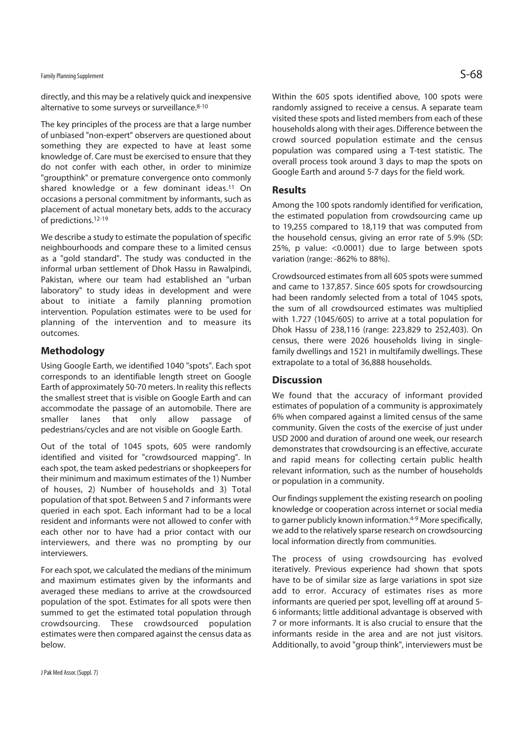directly, and this may be a relatively quick and inexpensive alternative to some surveys or surveillance.[8-10]

The key principles of the process are that a large number of unbiased "non-expert" observers are questioned about something they are expected to have at least some knowledge of. Care must be exercised to ensure that they do not confer with each other, in order to minimize "groupthink" or premature convergence onto commonly shared knowledge or a few dominant ideas.[11] On occasions a personal commitment by informants, such as placement of actual monetary bets, adds to the accuracy of predictions.[12-19]

We describe a study to estimate the population of specific neighbourhoods and compare these to a limited census as a "gold standard". The study was conducted in the informal urban settlement of Dhok Hassu in Rawalpindi, Pakistan, where our team had established an "urban laboratory" to study ideas in development and were about to initiate a family planning promotion intervention. Population estimates were to be used for planning of the intervention and to measure its outcomes.

## Methodology

Using Google Earth, we identified 1040 "spots". Each spot corresponds to an identifiable length street on Google Earth of approximately 50-70 meters. In reality this reflects the smallest street that is visible on Google Earth and can accommodate the passage of an automobile. There are smaller lanes that only allow passage of pedestrians/cycles and are not visible on Google Earth.

Out of the total of 1045 spots, 605 were randomly identified and visited for "crowdsourced mapping". In each spot, the team asked pedestrians or shopkeepers for their minimum and maximum estimates of the 1) Number of houses, 2) Number of households and 3) Total population of that spot. Between 5 and 7 informants were queried in each spot. Each informant had to be a local resident and informants were not allowed to confer with each other nor to have had a prior contact with our interviewers, and there was no prompting by our interviewers.

For each spot, we calculated the medians of the minimum and maximum estimates given by the informants and averaged these medians to arrive at the crowdsourced population of the spot. Estimates for all spots were then summed to get the estimated total population through crowdsourcing. These crowdsourced population estimates were then compared against the census data as below.

Within the 605 spots identified above, 100 spots were randomly assigned to receive a census. A separate team visited these spots and listed members from each of these households along with their ages. Difference between the crowd sourced population estimate and the census population was compared using a T-test statistic. The overall process took around 3 days to map the spots on Google Earth and around 5-7 days for the field work.

## Results

Among the 100 spots randomly identified for verification, the estimated population from crowdsourcing came up to 19,255 compared to 18,119 that was computed from the household census, giving an error rate of 5.9% (SD: 25%, p value: <0.0001) due to large between spots variation (range: -862% to 88%).

Crowdsourced estimates from all 605 spots were summed and came to 137,857. Since 605 spots for crowdsourcing had been randomly selected from a total of 1045 spots, the sum of all crowdsourced estimates was multiplied with 1.727 (1045/605) to arrive at a total population for Dhok Hassu of 238,116 (range: 223,829 to 252,403). On census, there were 2026 households living in single-family dwellings and 1521 in multifamily dwellings. These extrapolate to a total of 36,888 households.

## Discussion

We found that the accuracy of informant provided estimates of population of a community is approximately 6% when compared against a limited census of the same community. Given the costs of the exercise of just under USD 2000 and duration of around one week, our research demonstrates that crowdsourcing is an effective, accurate and rapid means for collecting certain public health relevant information, such as the number of households or population in a community.

Our findings supplement the existing research on pooling knowledge or cooperation across internet or social media to garner publicly known information.[4-9] More specifically, we add to the relatively sparse research on crowdsourcing local information directly from communities.

The process of using crowdsourcing has evolved iteratively. Previous experience had shown that spots have to be of similar size as large variations in spot size add to error. Accuracy of estimates rises as more informants are queried per spot, levelling off at around 5-6 informants; little additional advantage is observed with 7 or more informants. It is also crucial to ensure that the informants reside in the area and are not just visitors. Additionally, to avoid "group think", interviewers must be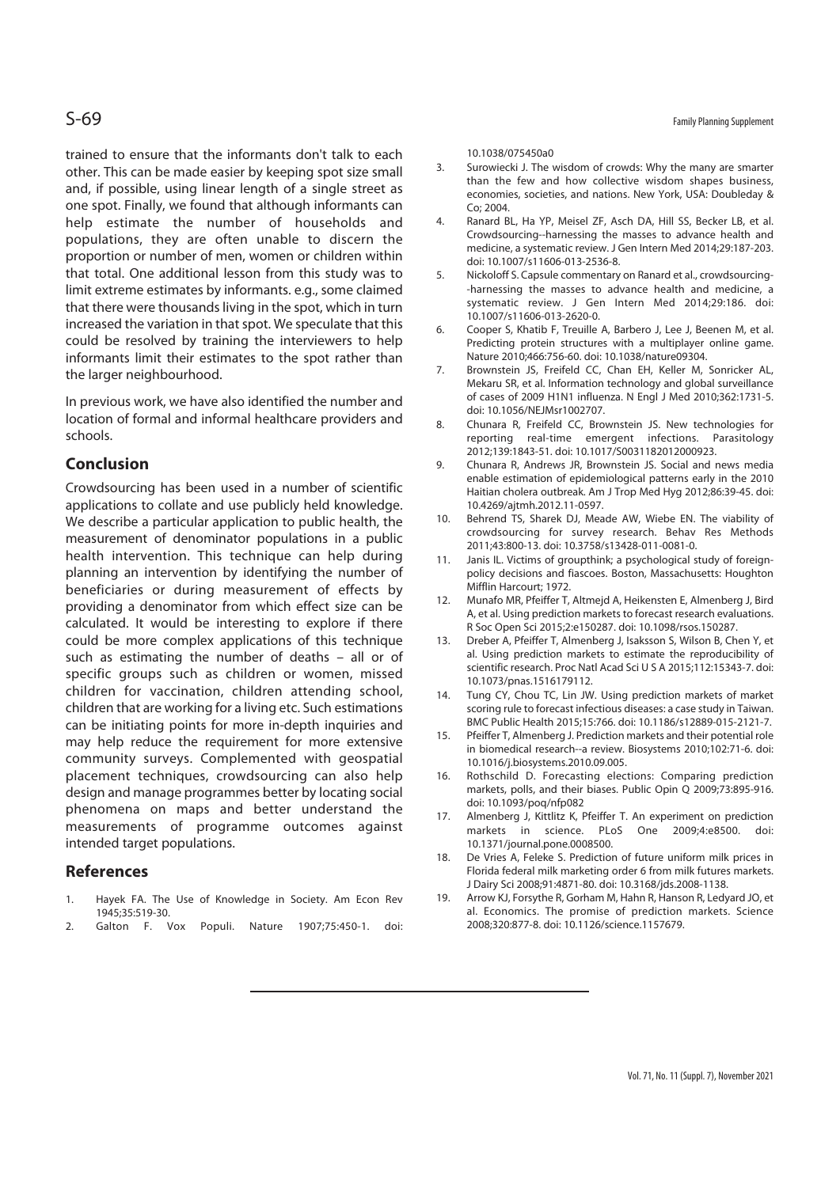trained to ensure that the informants don't talk to each other. This can be made easier by keeping spot size small and, if possible, using linear length of a single street as one spot. Finally, we found that although informants can help estimate the number of households and populations, they are often unable to discern the proportion or number of men, women or children within that total. One additional lesson from this study was to limit extreme estimates by informants. e.g., some claimed that there were thousands living in the spot, which in turn increased the variation in that spot. We speculate that this could be resolved by training the interviewers to help informants limit their estimates to the spot rather than the larger neighbourhood.

In previous work, we have also identified the number and location of formal and informal healthcare providers and schools.

## Conclusion

Crowdsourcing has been used in a number of scientific applications to collate and use publicly held knowledge. We describe a particular application to public health, the measurement of denominator populations in a public health intervention. This technique can help during planning an intervention by identifying the number of beneficiaries or during measurement of effects by providing a denominator from which effect size can be calculated. It would be interesting to explore if there could be more complex applications of this technique such as estimating the number of deaths – all or of specific groups such as children or women, missed children for vaccination, children attending school, children that are working for a living etc. Such estimations can be initiating points for more in-depth inquiries and may help reduce the requirement for more extensive community surveys. Complemented with geospatial placement techniques, crowdsourcing can also help design and manage programmes better by locating social phenomena on maps and better understand the measurements of programme outcomes against intended target populations.

## References

1. Hayek FA. The Use of Knowledge in Society. Am Econ Rev 1945;35:519-30.
2. Galton F. Vox Populi. Nature 1907;75:450-1. doi: 10.1038/075450a0
3. Surowiecki J. The wisdom of crowds: Why the many are smarter than the few and how collective wisdom shapes business, economies, societies, and nations. New York, USA: Doubleday & Co; 2004.
4. Ranard BL, Ha YP, Meisel ZF, Asch DA, Hill SS, Becker LB, et al. Crowdsourcing--harnessing the masses to advance health and medicine, a systematic review. J Gen Intern Med 2014;29:187-203. doi: 10.1007/s11606-013-2536-8.
5. Nickoloff S. Capsule commentary on Ranard et al., crowdsourcing--harnessing the masses to advance health and medicine, a systematic review. J Gen Intern Med 2014;29:186. doi: 10.1007/s11606-013-2620-0.
6. Cooper S, Khatib F, Treuille A, Barbero J, Lee J, Beenen M, et al. Predicting protein structures with a multiplayer online game. Nature 2010;466:756-60. doi: 10.1038/nature09304.
7. Brownstein JS, Freifeld CC, Chan EH, Keller M, Sonricker AL, Mekaru SR, et al. Information technology and global surveillance of cases of 2009 H1N1 influenza. N Engl J Med 2010;362:1731-5. doi: 10.1056/NEJMsr1002707.
8. Chunara R, Freifeld CC, Brownstein JS. New technologies for reporting real-time emergent infections. Parasitology 2012;139:1843-51. doi: 10.1017/S0031182012000923.
9. Chunara R, Andrews JR, Brownstein JS. Social and news media enable estimation of epidemiological patterns early in the 2010 Haitian cholera outbreak. Am J Trop Med Hyg 2012;86:39-45. doi: 10.4269/ajtmh.2012.11-0597.
10. Behrend TS, Sharek DJ, Meade AW, Wiebe EN. The viability of crowdsourcing for survey research. Behav Res Methods 2011;43:800-13. doi: 10.3758/s13428-011-0081-0.
11. Janis IL. Victims of groupthink; a psychological study of foreign-policy decisions and fiascoes. Boston, Massachusetts: Houghton Mifflin Harcourt; 1972.
12. Munafo MR, Pfeiffer T, Altmejd A, Heikensten E, Almenberg J, Bird A, et al. Using prediction markets to forecast research evaluations. R Soc Open Sci 2015;2:e150287. doi: 10.1098/rsos.150287.
13. Dreber A, Pfeiffer T, Almenberg J, Isaksson S, Wilson B, Chen Y, et al. Using prediction markets to estimate the reproducibility of scientific research. Proc Natl Acad Sci U S A 2015;112:15343-7. doi: 10.1073/pnas.1516179112.
14. Tung CY, Chou TC, Lin JW. Using prediction markets of market scoring rule to forecast infectious diseases: a case study in Taiwan. BMC Public Health 2015;15:766. doi: 10.1186/s12889-015-2121-7.
15. Pfeiffer T, Almenberg J. Prediction markets and their potential role in biomedical research--a review. Biosystems 2010;102:71-6. doi: 10.1016/j.biosystems.2010.09.005.
16. Rothschild D. Forecasting elections: Comparing prediction markets, polls, and their biases. Public Opin Q 2009;73:895-916. doi: 10.1093/poq/nfp082
17. Almenberg J, Kittlitz K, Pfeiffer T. An experiment on prediction markets in science. PLoS One 2009;4:e8500. doi: 10.1371/journal.pone.0008500.
18. De Vries A, Feleke S. Prediction of future uniform milk prices in Florida federal milk marketing order 6 from milk futures markets. J Dairy Sci 2008;91:4871-80. doi: 10.3168/jds.2008-1138.
19. Arrow KJ, Forsythe R, Gorham M, Hahn R, Hanson R, Ledyard JO, et al. Economics. The promise of prediction markets. Science 2008;320:877-8. doi: 10.1126/science.1157679.